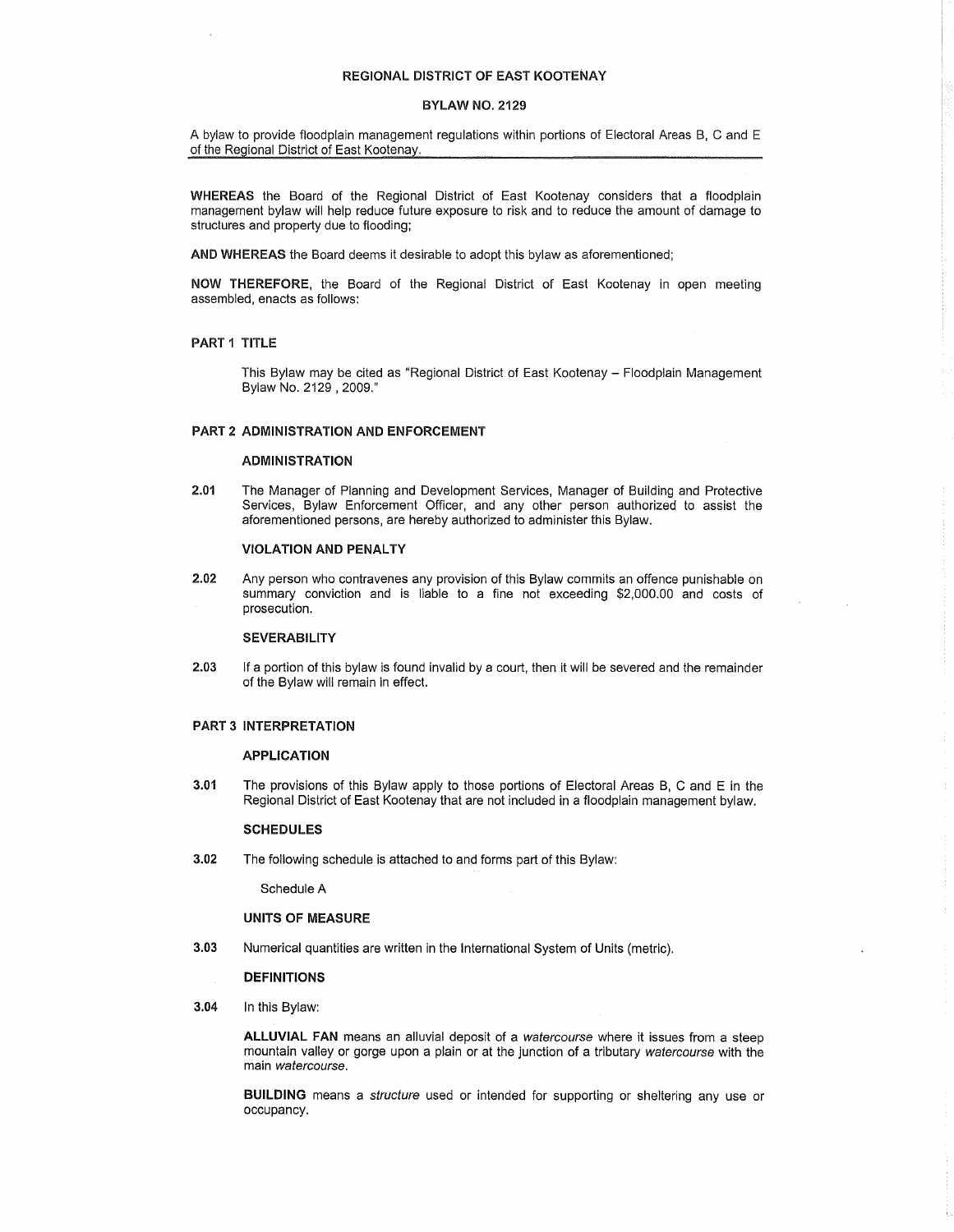# REGIONAL DISTRICT OF EAST KOOTENAY

## BYLAW NO. 2129

A bylaw to provide floodplain management regulations within portions of Electoral Areas B, C and E of the Regional District of East Kootenay.

---

**WHEREAS** the Board of the Regional District of East Kootenay considers that a floodplain management bylaw will help reduce future exposure to risk and to reduce the amount of damage to structures and property due to flooding;

**AND WHEREAS** the Board deems it desirable to adopt this bylaw as aforementioned;

**NOW THEREFORE**, the Board of the Regional District of East Kootenay in open meeting assembled, enacts as follows:

### PART 1 TITLE

This Bylaw may be cited as "Regional District of East Kootenay – Floodplain Management Bylaw No. 2129 , 2009."

### PART 2 ADMINISTRATION AND ENFORCEMENT

#### ADMINISTRATION

**2.01** The Manager of Planning and Development Services, Manager of Building and Protective Services, Bylaw Enforcement Officer, and any other person authorized to assist the aforementioned persons, are hereby authorized to administer this Bylaw.

#### VIOLATION AND PENALTY

**2.02** Any person who contravenes any provision of this Bylaw commits an offence punishable on summary conviction and is liable to a fine not exceeding $2,000.00 and costs of prosecution.

#### SEVERABILITY

**2.03** If a portion of this bylaw is found invalid by a court, then it will be severed and the remainder of the Bylaw will remain in effect.

### PART 3 INTERPRETATION

#### APPLICATION

**3.01** The provisions of this Bylaw apply to those portions of Electoral Areas B, C and E in the Regional District of East Kootenay that are not included in a floodplain management bylaw.

#### SCHEDULES

**3.02** The following schedule is attached to and forms part of this Bylaw:

Schedule A

#### UNITS OF MEASURE

**3.03** Numerical quantities are written in the International System of Units (metric).

#### DEFINITIONS

**3.04** In this Bylaw:

**ALLUVIAL FAN** means an alluvial deposit of a *watercourse* where it issues from a steep mountain valley or gorge upon a plain or at the junction of a tributary *watercourse* with the main *watercourse*.

**BUILDING** means a *structure* used or intended for supporting or sheltering any use or occupancy.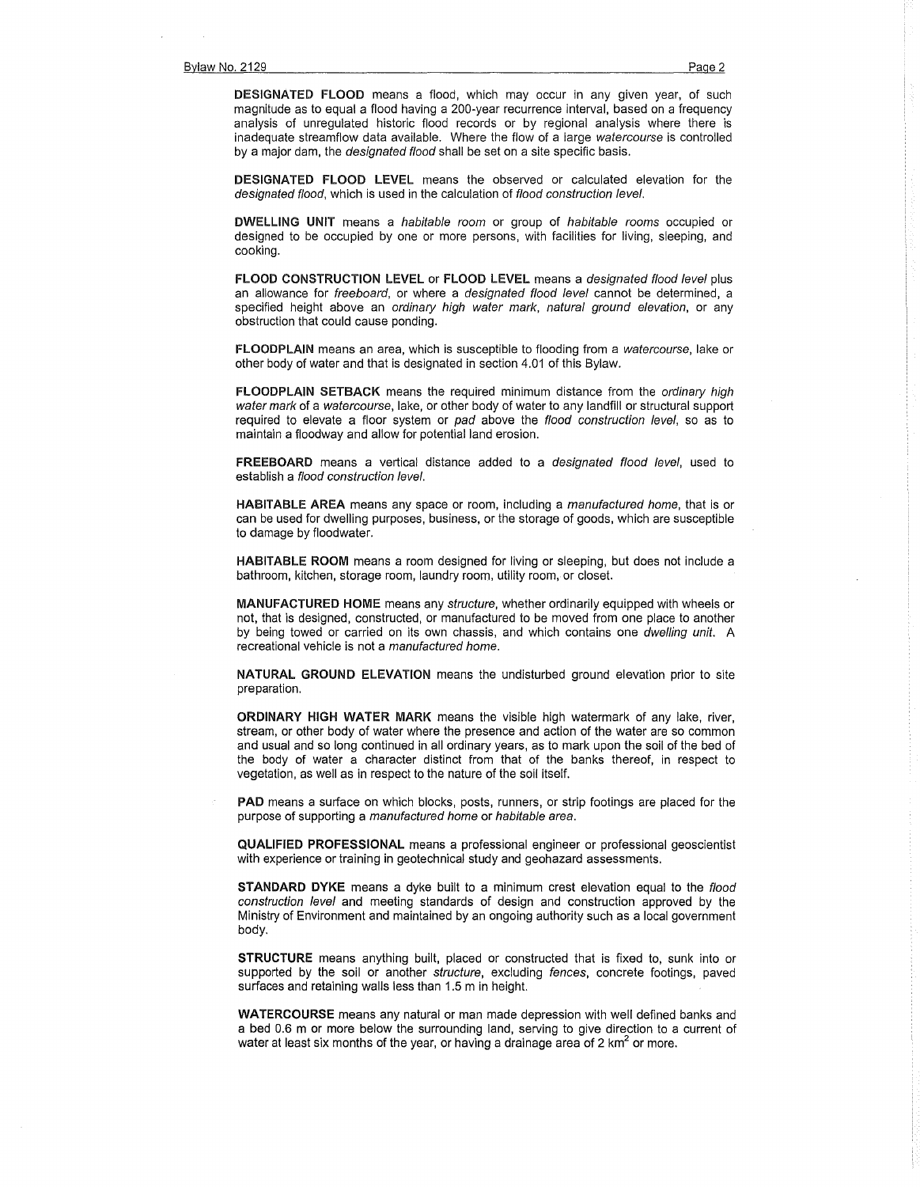**DESIGNATED FLOOD** means a flood, which may occur in any given year, of such magnitude as to equal a flood having a 200-year recurrence interval, based on a frequency analysis of unregulated historic flood records or by regional analysis where there is inadequate streamflow data available. Where the flow of a large *watercourse* is controlled by a major dam, the *designated flood* shall be set on a site specific basis.

**DESIGNATED FLOOD LEVEL** means the observed or calculated elevation for the *designated flood*, which is used in the calculation of *flood construction level*.

**DWELLING UNIT** means a *habitable room* or group of *habitable rooms* occupied or designed to be occupied by one or more persons, with facilities for living, sleeping, and cooking.

**FLOOD CONSTRUCTION LEVEL** or **FLOOD LEVEL** means a *designated flood level* plus an allowance for *freeboard*, or where a *designated flood level* cannot be determined, a specified height above an *ordinary high water mark*, *natural ground elevation*, or any obstruction that could cause ponding.

**FLOODPLAIN** means an area, which is susceptible to flooding from a *watercourse*, lake or other body of water and that is designated in section 4.01 of this Bylaw.

**FLOODPLAIN SETBACK** means the required minimum distance from the *ordinary high water mark* of a *watercourse*, lake, or other body of water to any landfill or structural support required to elevate a floor system or *pad* above the *flood construction level*, so as to maintain a floodway and allow for potential land erosion.

**FREEBOARD** means a vertical distance added to a *designated flood level*, used to establish a *flood construction level*.

**HABITABLE AREA** means any space or room, including a *manufactured home*, that is or can be used for dwelling purposes, business, or the storage of goods, which are susceptible to damage by floodwater.

**HABITABLE ROOM** means a room designed for living or sleeping, but does not include a bathroom, kitchen, storage room, laundry room, utility room, or closet.

**MANUFACTURED HOME** means any *structure*, whether ordinarily equipped with wheels or not, that is designed, constructed, or manufactured to be moved from one place to another by being towed or carried on its own chassis, and which contains one *dwelling unit*. A recreational vehicle is not a *manufactured home*.

**NATURAL GROUND ELEVATION** means the undisturbed ground elevation prior to site preparation.

**ORDINARY HIGH WATER MARK** means the visible high watermark of any lake, river, stream, or other body of water where the presence and action of the water are so common and usual and so long continued in all ordinary years, as to mark upon the soil of the bed of the body of water a character distinct from that of the banks thereof, in respect to vegetation, as well as in respect to the nature of the soil itself.

**PAD** means a surface on which blocks, posts, runners, or strip footings are placed for the purpose of supporting a *manufactured home* or *habitable area*.

**QUALIFIED PROFESSIONAL** means a professional engineer or professional geoscientist with experience or training in geotechnical study and geohazard assessments.

**STANDARD DYKE** means a dyke built to a minimum crest elevation equal to the *flood construction level* and meeting standards of design and construction approved by the Ministry of Environment and maintained by an ongoing authority such as a local government body.

**STRUCTURE** means anything built, placed or constructed that is fixed to, sunk into or supported by the soil or another *structure*, excluding *fences*, concrete footings, paved surfaces and retaining walls less than 1.5 m in height.

**WATERCOURSE** means any natural or man made depression with well defined banks and a bed 0.6 m or more below the surrounding land, serving to give direction to a current of water at least six months of the year, or having a drainage area of 2 $km^2$ or more.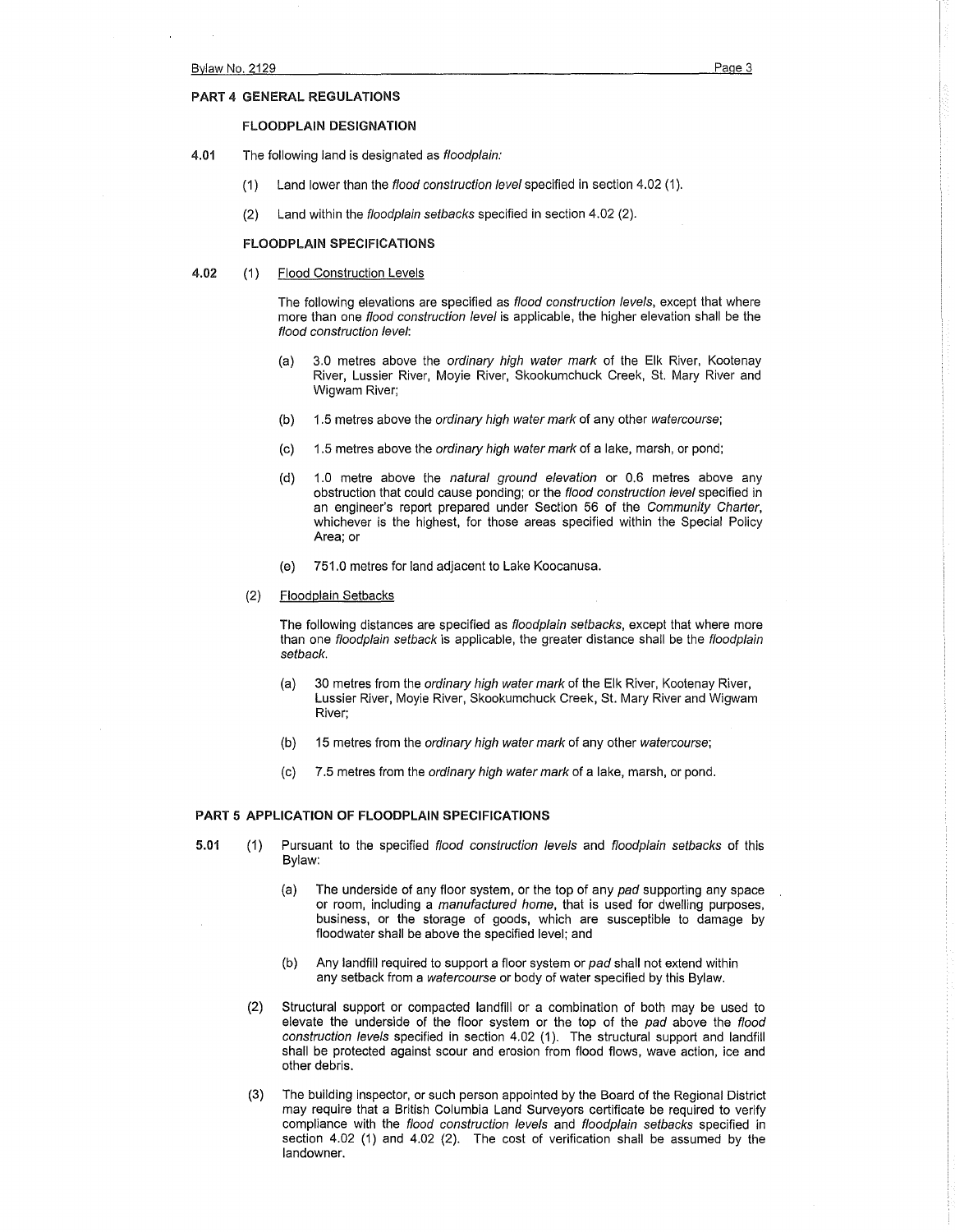## PART 4 GENERAL REGULATIONS

### FLOODPLAIN DESIGNATION

**4.01** The following land is designated as *floodplain:*

(1) Land lower than the *flood construction level* specified in section 4.02 (1).

(2) Land within the *floodplain setbacks* specified in section 4.02 (2).

### FLOODPLAIN SPECIFICATIONS

**4.02** (1) Flood Construction Levels

The following elevations are specified as *flood construction levels*, except that where more than one *flood construction level* is applicable, the higher elevation shall be the *flood construction level*:

(a) 3.0 metres above the *ordinary high water mark* of the Elk River, Kootenay River, Lussier River, Moyie River, Skookumchuck Creek, St. Mary River and Wigwam River;

(b) 1.5 metres above the *ordinary high water mark* of any other *watercourse*;

(c) 1.5 metres above the *ordinary high water mark* of a lake, marsh, or pond;

(d) 1.0 metre above the *natural ground elevation* or 0.6 metres above any obstruction that could cause ponding; or the *flood construction level* specified in an engineer's report prepared under Section 56 of the *Community Charter*, whichever is the highest, for those areas specified within the Special Policy Area; or

(e) 751.0 metres for land adjacent to Lake Koocanusa.

(2) Floodplain Setbacks

The following distances are specified as *floodplain setbacks*, except that where more than one *floodplain setback* is applicable, the greater distance shall be the *floodplain setback*.

(a) 30 metres from the *ordinary high water mark* of the Elk River, Kootenay River, Lussier River, Moyie River, Skookumchuck Creek, St. Mary River and Wigwam River;

(b) 15 metres from the *ordinary high water mark* of any other *watercourse*;

(c) 7.5 metres from the *ordinary high water mark* of a lake, marsh, or pond.

## PART 5 APPLICATION OF FLOODPLAIN SPECIFICATIONS

**5.01** (1) Pursuant to the specified *flood construction levels* and *floodplain setbacks* of this Bylaw:

(a) The underside of any floor system, or the top of any *pad* supporting any space or room, including a *manufactured home*, that is used for dwelling purposes, business, or the storage of goods, which are susceptible to damage by floodwater shall be above the specified level; and

(b) Any landfill required to support a floor system or *pad* shall not extend within any setback from a *watercourse* or body of water specified by this Bylaw.

(2) Structural support or compacted landfill or a combination of both may be used to elevate the underside of the floor system or the top of the *pad* above the *flood construction levels* specified in section 4.02 (1). The structural support and landfill shall be protected against scour and erosion from flood flows, wave action, ice and other debris.

(3) The building inspector, or such person appointed by the Board of the Regional District may require that a British Columbia Land Surveyors certificate be required to verify compliance with the *flood construction levels* and *floodplain setbacks* specified in section 4.02 (1) and 4.02 (2). The cost of verification shall be assumed by the landowner.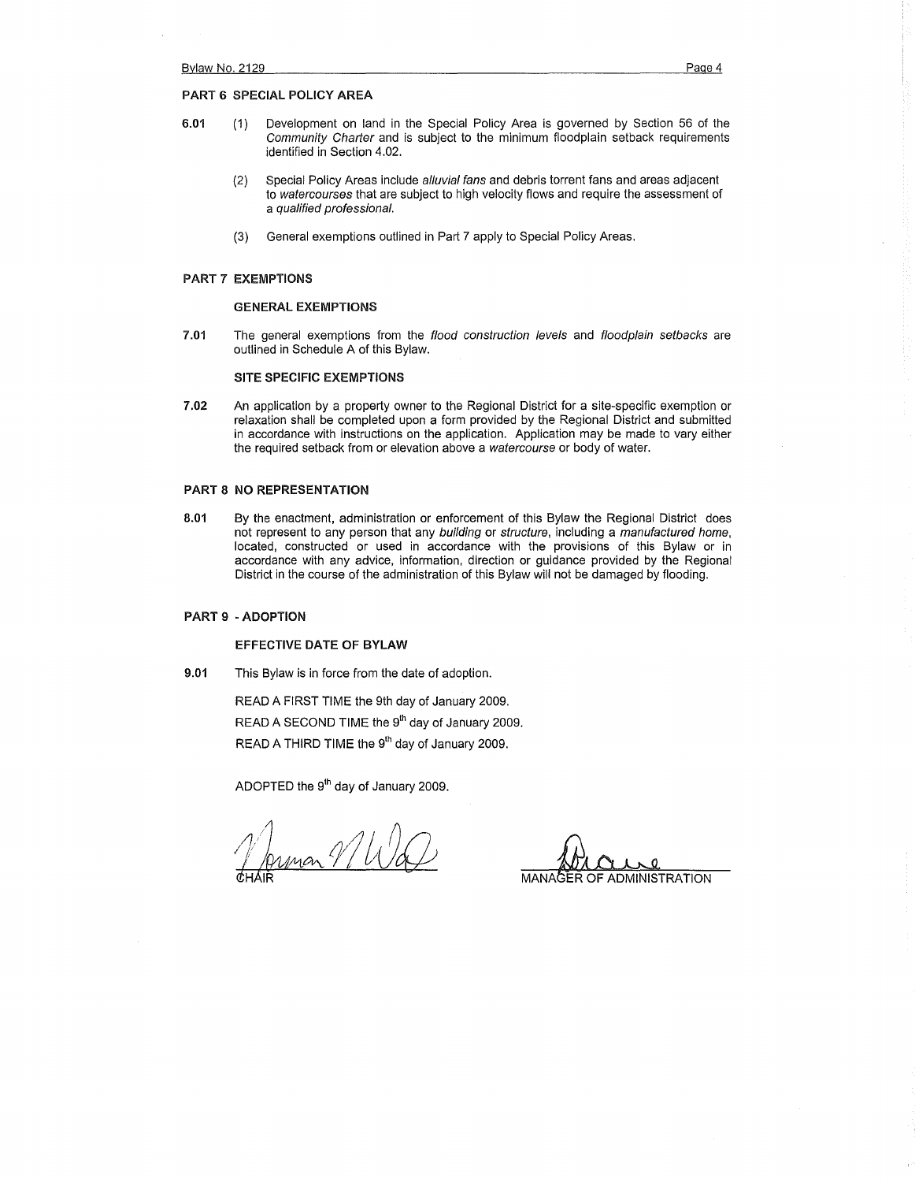## PART 6 SPECIAL POLICY AREA

**6.01** (1) Development on land in the Special Policy Area is governed by Section 56 of the *Community Charter* and is subject to the minimum floodplain setback requirements identified in Section 4.02.

(2) Special Policy Areas include *alluvial fans* and debris torrent fans and areas adjacent to *watercourses* that are subject to high velocity flows and require the assessment of a *qualified professional*.

(3) General exemptions outlined in Part 7 apply to Special Policy Areas.

## PART 7 EXEMPTIONS

### GENERAL EXEMPTIONS

**7.01** The general exemptions from the *flood construction levels* and *floodplain setbacks* are outlined in Schedule A of this Bylaw.

### SITE SPECIFIC EXEMPTIONS

**7.02** An application by a property owner to the Regional District for a site-specific exemption or relaxation shall be completed upon a form provided by the Regional District and submitted in accordance with instructions on the application. Application may be made to vary either the required setback from or elevation above a *watercourse* or body of water.

## PART 8 NO REPRESENTATION

**8.01** By the enactment, administration or enforcement of this Bylaw the Regional District does not represent to any person that any *building* or *structure*, including a *manufactured home*, located, constructed or used in accordance with the provisions of this Bylaw or in accordance with any advice, information, direction or guidance provided by the Regional District in the course of the administration of this Bylaw will not be damaged by flooding.

## PART 9 - ADOPTION

### EFFECTIVE DATE OF BYLAW

**9.01** This Bylaw is in force from the date of adoption.

READ A FIRST TIME the 9th day of January 2009.

READ A SECOND TIME the 9th day of January 2009.

READ A THIRD TIME the 9th day of January 2009.

ADOPTED the 9th day of January 2009.

CHAIR

MANAGER OF ADMINISTRATION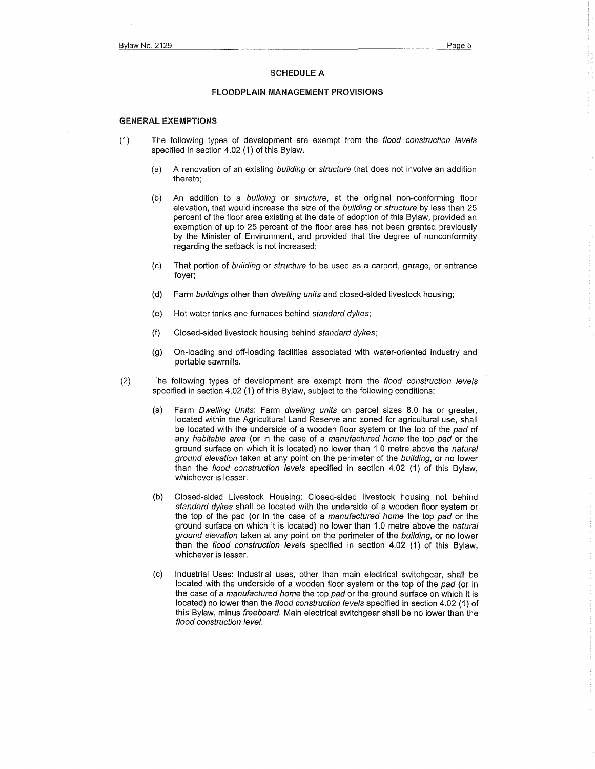## SCHEDULE A

### FLOODPLAIN MANAGEMENT PROVISIONS

#### GENERAL EXEMPTIONS

(1) The following types of development are exempt from the *flood construction levels* specified in section 4.02 (1) of this Bylaw.

   (a) A renovation of an existing *building* or *structure* that does not involve an addition thereto;

   (b) An addition to a *building* or *structure*, at the original non-conforming floor elevation, that would increase the size of the *building* or *structure* by less than 25 percent of the floor area existing at the date of adoption of this Bylaw, provided an exemption of up to 25 percent of the floor area has not been granted previously by the Minister of Environment, and provided that the degree of nonconformity regarding the setback is not increased;

   (c) That portion of *building* or *structure* to be used as a carport, garage, or entrance foyer;

   (d) Farm *buildings* other than *dwelling units* and closed-sided livestock housing;

   (e) Hot water tanks and furnaces behind *standard dykes*;

   (f) Closed-sided livestock housing behind *standard dykes*;

   (g) On-loading and off-loading facilities associated with water-oriented industry and portable sawmills.

(2) The following types of development are exempt from the *flood construction levels* specified in section 4.02 (1) of this Bylaw, subject to the following conditions:

   (a) Farm *Dwelling Units*: Farm *dwelling units* on parcel sizes 8.0 ha or greater, located within the Agricultural Land Reserve and zoned for agricultural use, shall be located with the underside of a wooden floor system or the top of the *pad* of any *habitable area* (or in the case of a *manufactured home* the top *pad* or the ground surface on which it is located) no lower than 1.0 metre above the *natural ground elevation* taken at any point on the perimeter of the *building*, or no lower than the *flood construction levels* specified in section 4.02 (1) of this Bylaw, whichever is lesser.

   (b) Closed-sided Livestock Housing: Closed-sided livestock housing not behind *standard dykes* shall be located with the underside of a wooden floor system or the top of the pad (or in the case of a *manufactured home* the top *pad* or the ground surface on which it is located) no lower than 1.0 metre above the *natural ground elevation* taken at any point on the perimeter of the *building*, or no lower than the *flood construction levels* specified in section 4.02 (1) of this Bylaw, whichever is lesser.

   (c) Industrial Uses: Industrial uses, other than main electrical switchgear, shall be located with the underside of a wooden floor system or the top of the *pad* (or in the case of a *manufactured home* the top *pad* or the ground surface on which it is located) no lower than the *flood construction levels* specified in section 4.02 (1) of this Bylaw, minus *freeboard*. Main electrical switchgear shall be no lower than the *flood construction level*.